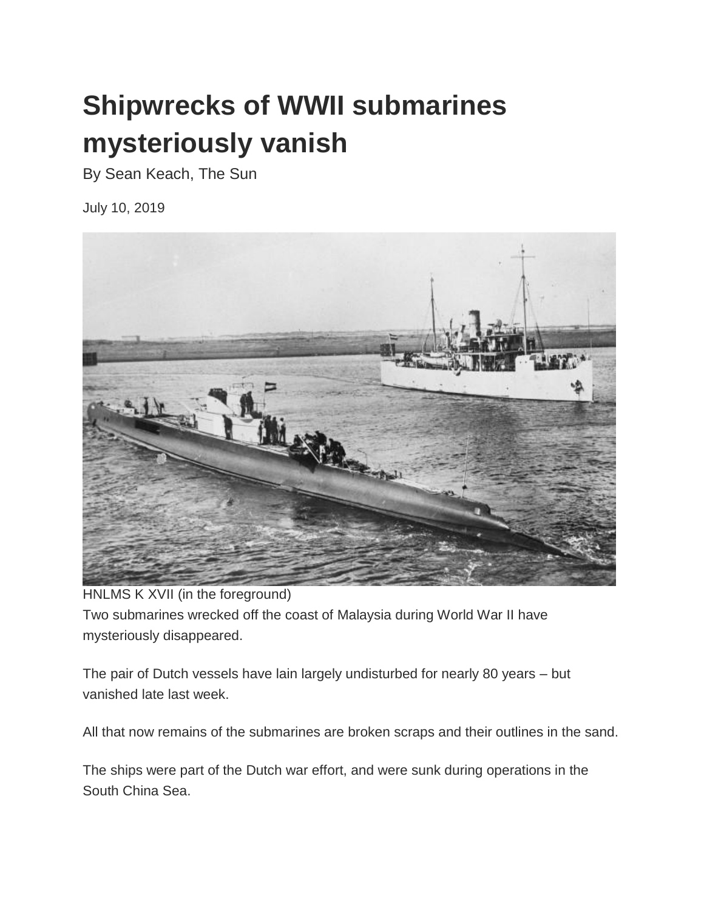# Shipwrecks of WWII submarines mysteriously vanish

By Sean Keach, The Sun

July 10, 2019

HNLMS K XVII (in the foreground)

Two submarines wrecked off the coast of Malaysia during World War II have mysteriously disappeared.

The pair of Dutch vessels have lain largely undisturbed for nearly 80 years – but vanished late last week.

All that now remains of the submarines are broken scraps and their outlines in the sand.

The ships were part of the Dutch war effort, and were sunk during operations in the South China Sea.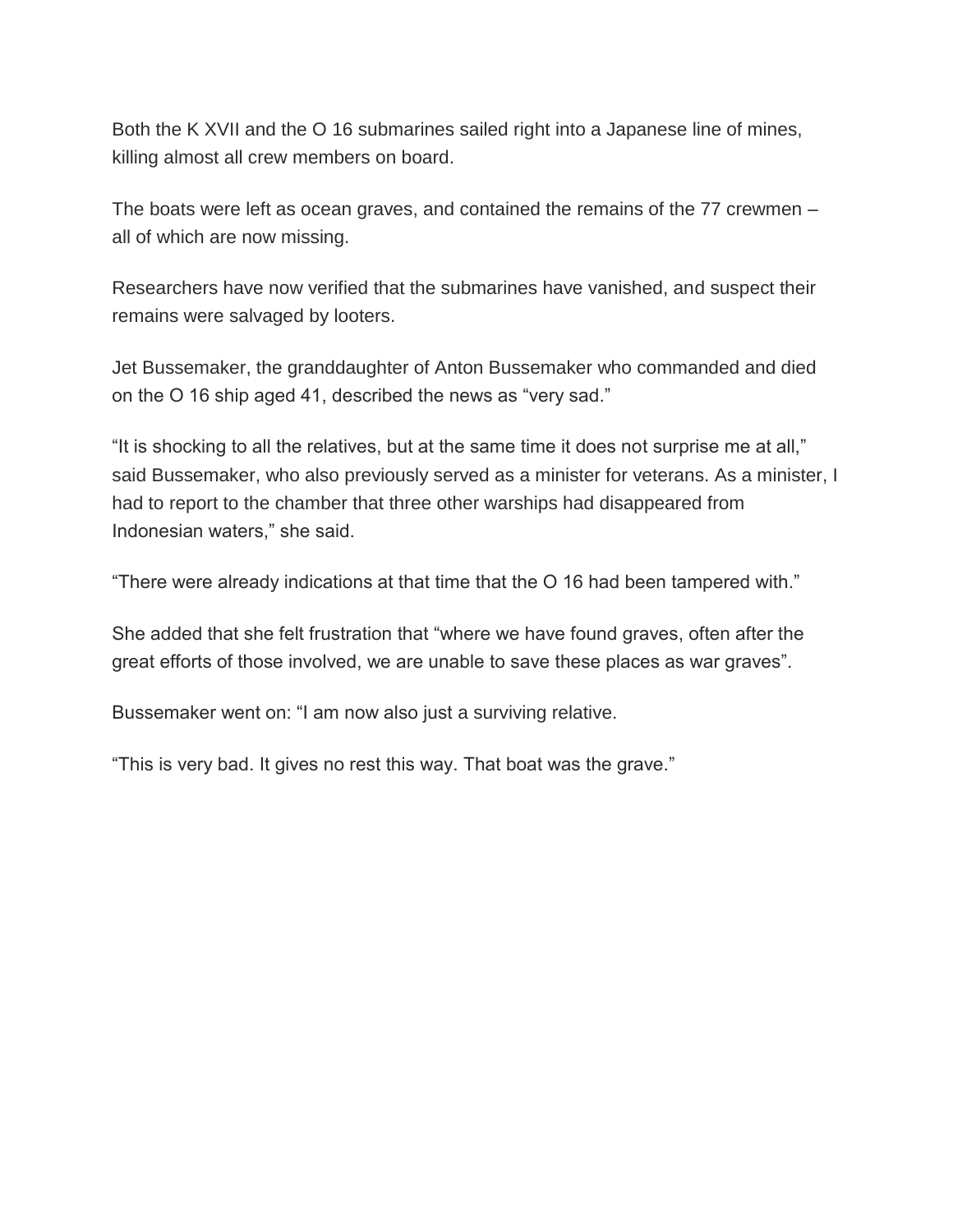Both the K XVII and the O 16 submarines sailed right into a Japanese line of mines, killing almost all crew members on board.

The boats were left as ocean graves, and contained the remains of the 77 crewmen – all of which are now missing.

Researchers have now verified that the submarines have vanished, and suspect their remains were salvaged by looters.

Jet Bussemaker, the granddaughter of Anton Bussemaker who commanded and died on the O 16 ship aged 41, described the news as "very sad."

"It is shocking to all the relatives, but at the same time it does not surprise me at all," said Bussemaker, who also previously served as a minister for veterans. As a minister, I had to report to the chamber that three other warships had disappeared from Indonesian waters," she said.

"There were already indications at that time that the O 16 had been tampered with."

She added that she felt frustration that "where we have found graves, often after the great efforts of those involved, we are unable to save these places as war graves".

Bussemaker went on: "I am now also just a surviving relative.

"This is very bad. It gives no rest this way. That boat was the grave."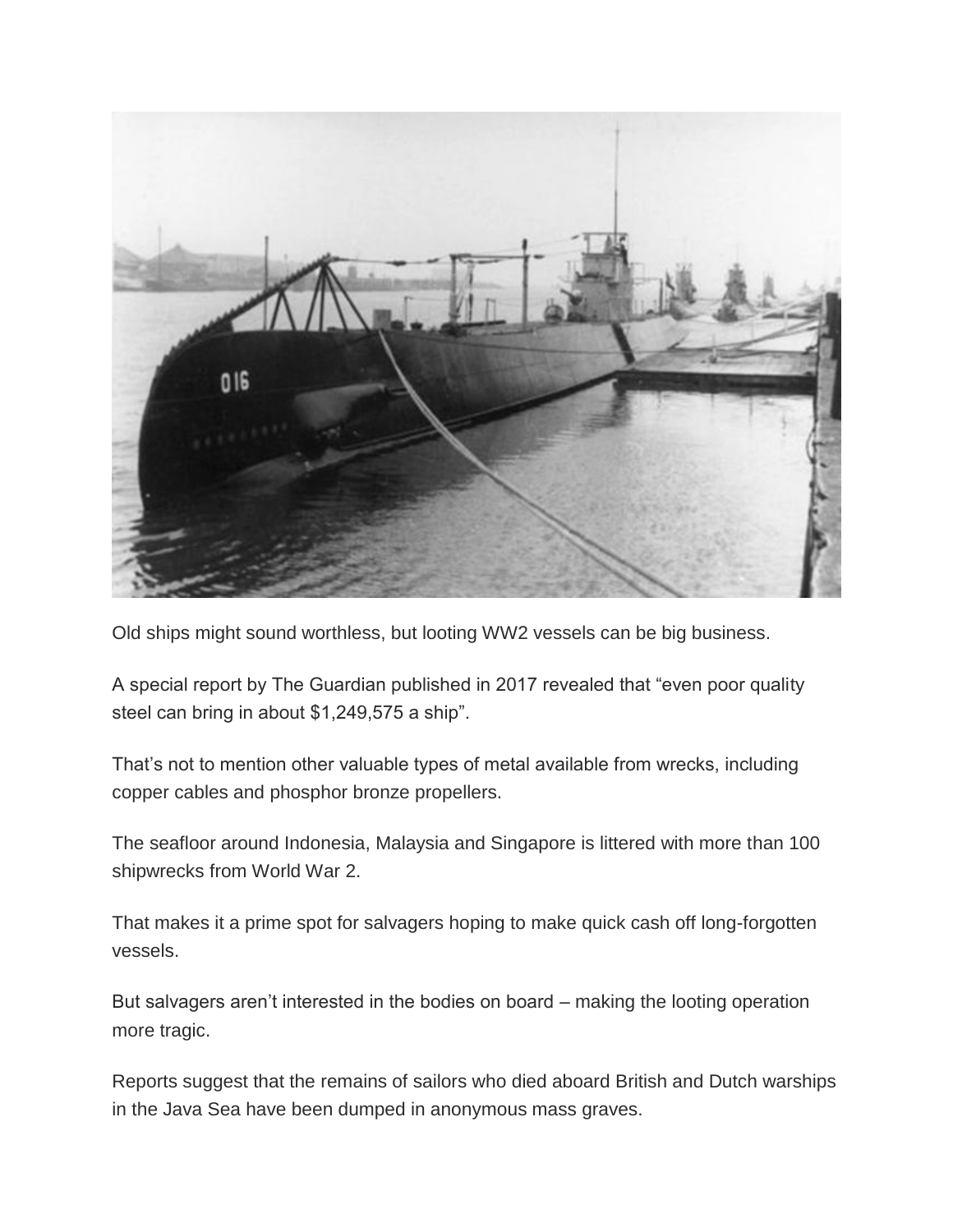Old ships might sound worthless, but looting WW2 vessels can be big business.

A special report by The Guardian published in 2017 revealed that “even poor quality steel can bring in about $1,249,575 a ship”.

That’s not to mention other valuable types of metal available from wrecks, including copper cables and phosphor bronze propellers.

The seafloor around Indonesia, Malaysia and Singapore is littered with more than 100 shipwrecks from World War 2.

That makes it a prime spot for salvagers hoping to make quick cash off long-forgotten vessels.

But salvagers aren’t interested in the bodies on board – making the looting operation more tragic.

Reports suggest that the remains of sailors who died aboard British and Dutch warships in the Java Sea have been dumped in anonymous mass graves.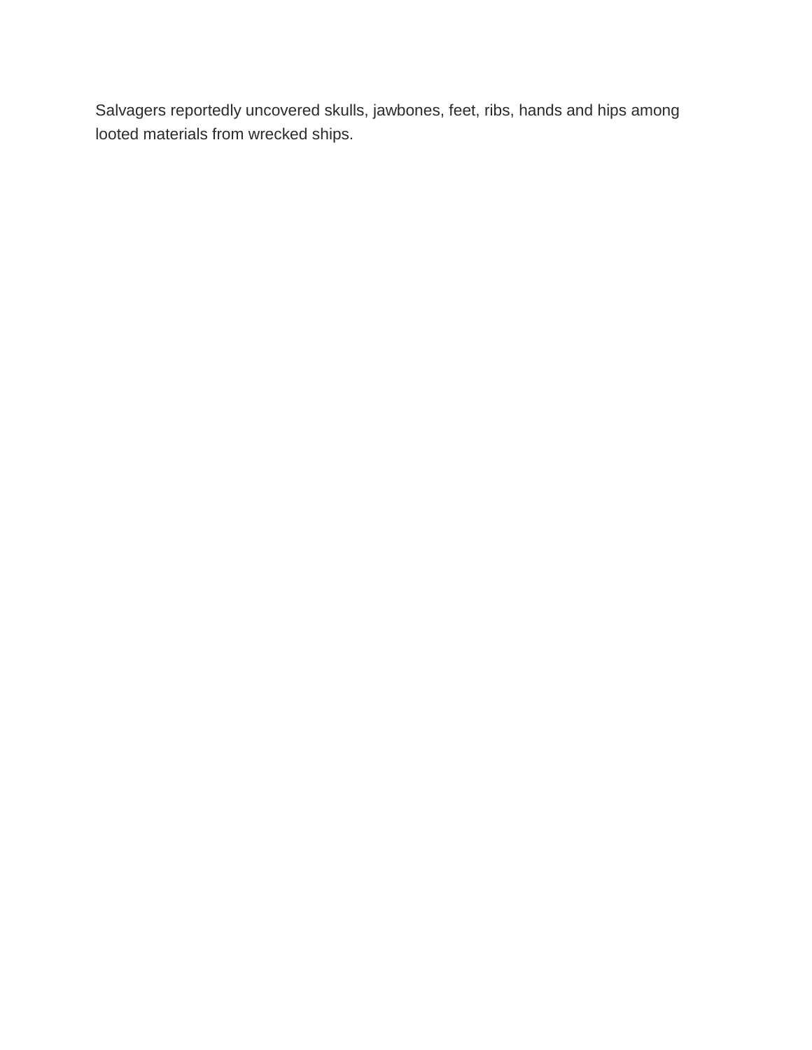Salvagers reportedly uncovered skulls, jawbones, feet, ribs, hands and hips among looted materials from wrecked ships.